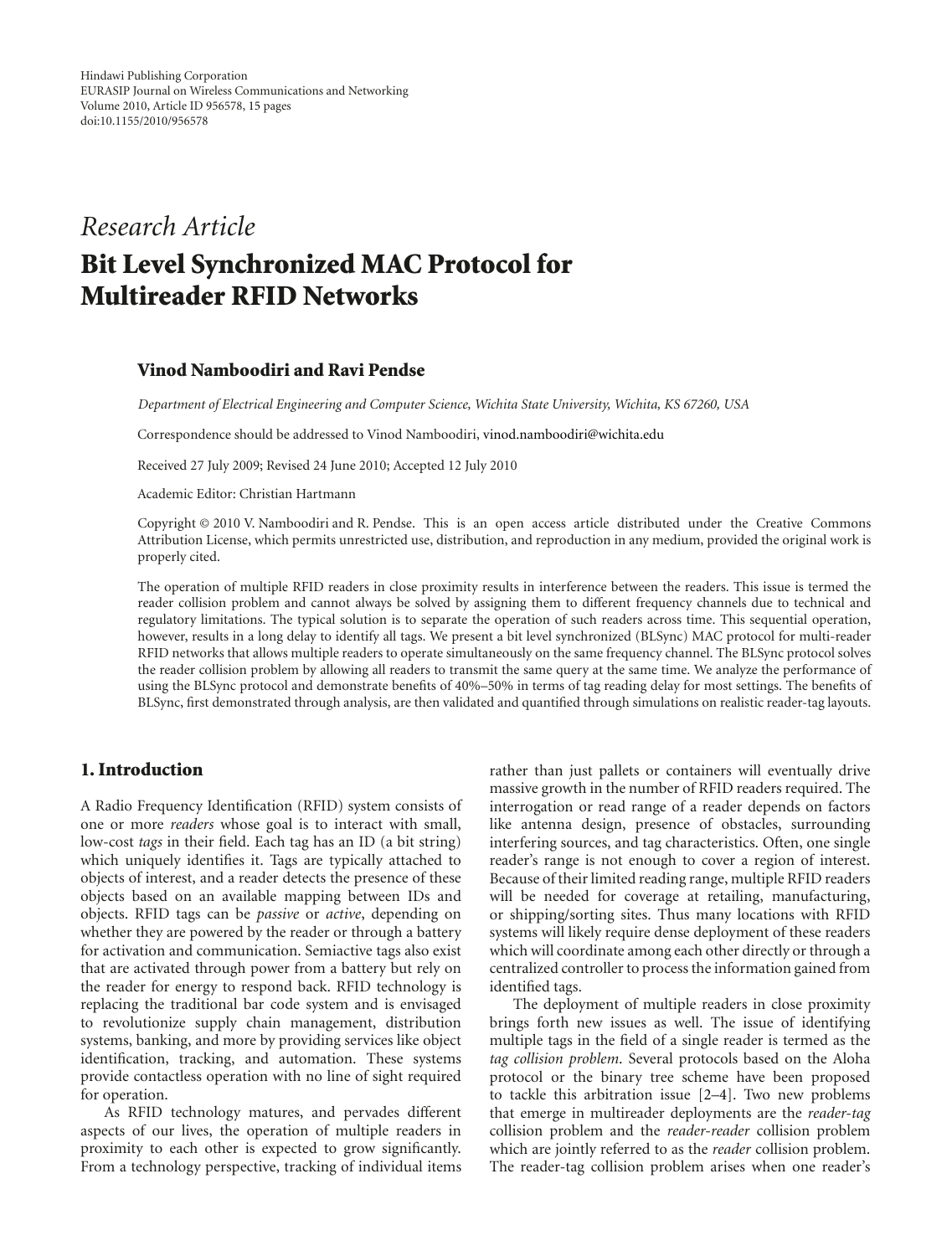Hindawi Publishing Corporation
EURASIP Journal on Wireless Communications and Networking
Volume 2010, Article ID 956578, 15 pages
doi:10.1155/2010/956578

*Research Article*

# Bit Level Synchronized MAC Protocol for Multireader RFID Networks

**Vinod Namboodiri and Ravi Pendse**

*Department of Electrical Engineering and Computer Science, Wichita State University, Wichita, KS 67260, USA*

Correspondence should be addressed to Vinod Namboodiri, vinod.namboodiri@wichita.edu

Received 27 July 2009; Revised 24 June 2010; Accepted 12 July 2010

Academic Editor: Christian Hartmann

Copyright © 2010 V. Namboodiri and R. Pendse. This is an open access article distributed under the Creative Commons Attribution License, which permits unrestricted use, distribution, and reproduction in any medium, provided the original work is properly cited.

The operation of multiple RFID readers in close proximity results in interference between the readers. This issue is termed the reader collision problem and cannot always be solved by assigning them to different frequency channels due to technical and regulatory limitations. The typical solution is to separate the operation of such readers across time. This sequential operation, however, results in a long delay to identify all tags. We present a bit level synchronized (BLSync) MAC protocol for multi-reader RFID networks that allows multiple readers to operate simultaneously on the same frequency channel. The BLSync protocol solves the reader collision problem by allowing all readers to transmit the same query at the same time. We analyze the performance of using the BLSync protocol and demonstrate benefits of 40%–50% in terms of tag reading delay for most settings. The benefits of BLSync, first demonstrated through analysis, are then validated and quantified through simulations on realistic reader-tag layouts.

## 1. Introduction

A Radio Frequency Identification (RFID) system consists of one or more *readers* whose goal is to interact with small, low-cost *tags* in their field. Each tag has an ID (a bit string) which uniquely identifies it. Tags are typically attached to objects of interest, and a reader detects the presence of these objects based on an available mapping between IDs and objects. RFID tags can be *passive* or *active*, depending on whether they are powered by the reader or through a battery for activation and communication. Semiactive tags also exist that are activated through power from a battery but rely on the reader for energy to respond back. RFID technology is replacing the traditional bar code system and is envisaged to revolutionize supply chain management, distribution systems, banking, and more by providing services like object identification, tracking, and automation. These systems provide contactless operation with no line of sight required for operation.

As RFID technology matures, and pervades different aspects of our lives, the operation of multiple readers in proximity to each other is expected to grow significantly. From a technology perspective, tracking of individual items rather than just pallets or containers will eventually drive massive growth in the number of RFID readers required. The interrogation or read range of a reader depends on factors like antenna design, presence of obstacles, surrounding interfering sources, and tag characteristics. Often, one single reader's range is not enough to cover a region of interest. Because of their limited reading range, multiple RFID readers will be needed for coverage at retailing, manufacturing, or shipping/sorting sites. Thus many locations with RFID systems will likely require dense deployment of these readers which will coordinate among each other directly or through a centralized controller to process the information gained from identified tags.

The deployment of multiple readers in close proximity brings forth new issues as well. The issue of identifying multiple tags in the field of a single reader is termed as the *tag collision problem*. Several protocols based on the Aloha protocol or the binary tree scheme have been proposed to tackle this arbitration issue [2–4]. Two new problems that emerge in multireader deployments are the *reader-tag* collision problem and the *reader-reader* collision problem which are jointly referred to as the *reader* collision problem. The reader-tag collision problem arises when one reader's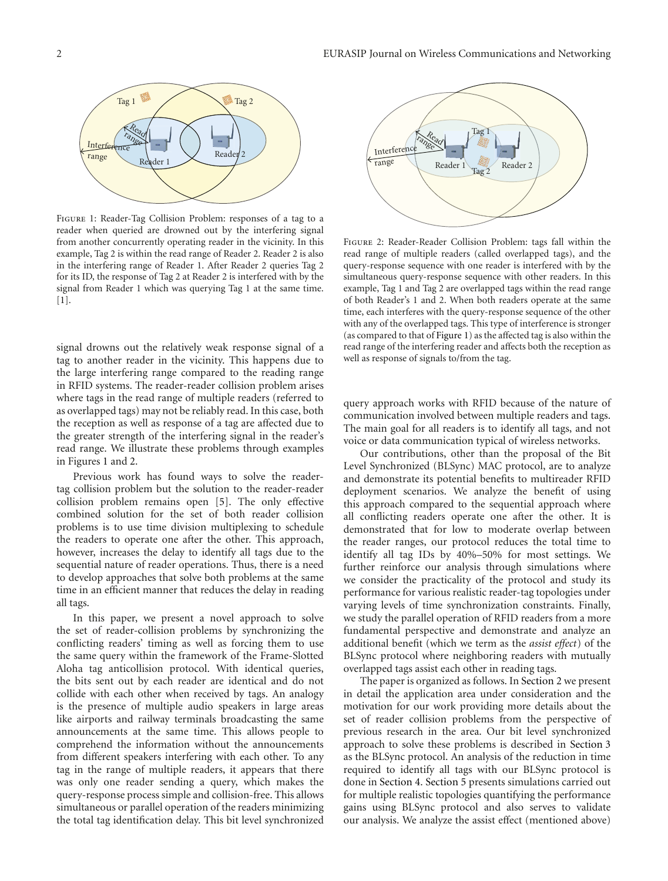Figure 1: Reader-Tag Collision Problem: responses of a tag to a reader when queried are drowned out by the interfering signal from another concurrently operating reader in the vicinity. In this example, Tag 2 is within the read range of Reader 2. Reader 2 is also in the interfering range of Reader 1. After Reader 2 queries Tag 2 for its ID, the response of Tag 2 at Reader 2 is interfered with by the signal from Reader 1 which was querying Tag 1 at the same time. [1].

Figure 2: Reader-Reader Collision Problem: tags fall within the read range of multiple readers (called overlapped tags), and the query-response sequence with one reader is interfered with by the simultaneous query-response sequence with other readers. In this example, Tag 1 and Tag 2 are overlapped tags within the read range of both Reader's 1 and 2. When both readers operate at the same time, each interferes with the query-response sequence of the other with any of the overlapped tags. This type of interference is stronger (as compared to that of Figure 1) as the affected tag is also within the read range of the interfering reader and affects both the reception as well as response of signals to/from the tag.

signal drowns out the relatively weak response signal of a tag to another reader in the vicinity. This happens due to the large interfering range compared to the reading range in RFID systems. The reader-reader collision problem arises where tags in the read range of multiple readers (referred to as overlapped tags) may not be reliably read. In this case, both the reception as well as response of a tag are affected due to the greater strength of the interfering signal in the reader's read range. We illustrate these problems through examples in Figures 1 and 2.

Previous work has found ways to solve the reader-tag collision problem but the solution to the reader-reader collision problem remains open [5]. The only effective combined solution for the set of both reader collision problems is to use time division multiplexing to schedule the readers to operate one after the other. This approach, however, increases the delay to identify all tags due to the sequential nature of reader operations. Thus, there is a need to develop approaches that solve both problems at the same time in an efficient manner that reduces the delay in reading all tags.

In this paper, we present a novel approach to solve the set of reader-collision problems by synchronizing the conflicting readers' timing as well as forcing them to use the same query within the framework of the Frame-Slotted Aloha tag anticollision protocol. With identical queries, the bits sent out by each reader are identical and do not collide with each other when received by tags. An analogy is the presence of multiple audio speakers in large areas like airports and railway terminals broadcasting the same announcements at the same time. This allows people to comprehend the information without the announcements from different speakers interfering with each other. To any tag in the range of multiple readers, it appears that there was only one reader sending a query, which makes the query-response process simple and collision-free. This allows simultaneous or parallel operation of the readers minimizing the total tag identification delay. This bit level synchronized query approach works with RFID because of the nature of communication involved between multiple readers and tags. The main goal for all readers is to identify all tags, and not voice or data communication typical of wireless networks.

Our contributions, other than the proposal of the Bit Level Synchronized (BLSync) MAC protocol, are to analyze and demonstrate its potential benefits to multireader RFID deployment scenarios. We analyze the benefit of using this approach compared to the sequential approach where all conflicting readers operate one after the other. It is demonstrated that for low to moderate overlap between the reader ranges, our protocol reduces the total time to identify all tag IDs by 40%–50% for most settings. We further reinforce our analysis through simulations where we consider the practicality of the protocol and study its performance for various realistic reader-tag topologies under varying levels of time synchronization constraints. Finally, we study the parallel operation of RFID readers from a more fundamental perspective and demonstrate and analyze an additional benefit (which we term as the *assist effect*) of the BLSync protocol where neighboring readers with mutually overlapped tags assist each other in reading tags.

The paper is organized as follows. In Section 2 we present in detail the application area under consideration and the motivation for our work providing more details about the set of reader collision problems from the perspective of previous research in the area. Our bit level synchronized approach to solve these problems is described in Section 3 as the BLSync protocol. An analysis of the reduction in time required to identify all tags with our BLSync protocol is done in Section 4. Section 5 presents simulations carried out for multiple realistic topologies quantifying the performance gains using BLSync protocol and also serves to validate our analysis. We analyze the assist effect (mentioned above)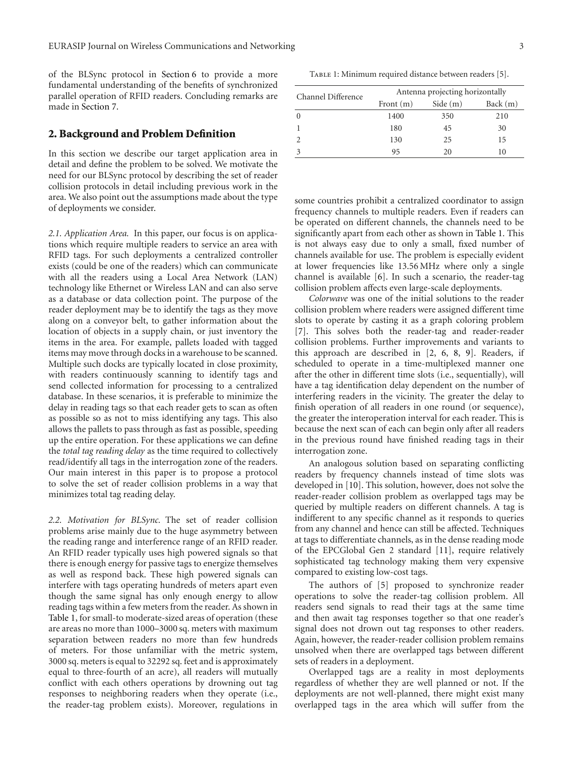of the BLSync protocol in Section 6 to provide a more fundamental understanding of the benefits of synchronized parallel operation of RFID readers. Concluding remarks are made in Section 7.

## 2. Background and Problem Definition

In this section we describe our target application area in detail and define the problem to be solved. We motivate the need for our BLSync protocol by describing the set of reader collision protocols in detail including previous work in the area. We also point out the assumptions made about the type of deployments we consider.

*2.1. Application Area.* In this paper, our focus is on applications which require multiple readers to service an area with RFID tags. For such deployments a centralized controller exists (could be one of the readers) which can communicate with all the readers using a Local Area Network (LAN) technology like Ethernet or Wireless LAN and can also serve as a database or data collection point. The purpose of the reader deployment may be to identify the tags as they move along on a conveyor belt, to gather information about the location of objects in a supply chain, or just inventory the items in the area. For example, pallets loaded with tagged items may move through docks in a warehouse to be scanned. Multiple such docks are typically located in close proximity, with readers continuously scanning to identify tags and send collected information for processing to a centralized database. In these scenarios, it is preferable to minimize the delay in reading tags so that each reader gets to scan as often as possible so as not to miss identifying any tags. This also allows the pallets to pass through as fast as possible, speeding up the entire operation. For these applications we can define the *total tag reading delay* as the time required to collectively read/identify all tags in the interrogation zone of the readers. Our main interest in this paper is to propose a protocol to solve the set of reader collision problems in a way that minimizes total tag reading delay.

*2.2. Motivation for BLSync.* The set of reader collision problems arise mainly due to the huge asymmetry between the reading range and interference range of an RFID reader. An RFID reader typically uses high powered signals so that there is enough energy for passive tags to energize themselves as well as respond back. These high powered signals can interfere with tags operating hundreds of meters apart even though the same signal has only enough energy to allow reading tags within a few meters from the reader. As shown in Table 1, for small-to moderate-sized areas of operation (these are areas no more than 1000–3000 sq. meters with maximum separation between readers no more than few hundreds of meters. For those unfamiliar with the metric system, 3000 sq. meters is equal to 32292 sq. feet and is approximately equal to three-fourth of an acre), all readers will mutually conflict with each others operations by drowning out tag responses to neighboring readers when they operate (i.e., the reader-tag problem exists). Moreover, regulations in some countries prohibit a centralized coordinator to assign frequency channels to multiple readers. Even if readers can be operated on different channels, the channels need to be significantly apart from each other as shown in Table 1. This is not always easy due to only a small, fixed number of channels available for use. The problem is especially evident at lower frequencies like 13.56 MHz where only a single channel is available [6]. In such a scenario, the reader-tag collision problem affects even large-scale deployments.

Table 1: Minimum required distance between readers [5].

| Channel Difference | Antenna projecting horizontally | | |
|---|---|---|---|
| | Front (m) | Side (m) | Back (m) |
| 0 | 1400 | 350 | 210 |
| 1 | 180 | 45 | 30 |
| 2 | 130 | 25 | 15 |
| 3 | 95 | 20 | 10 |

*Colorwave* was one of the initial solutions to the reader collision problem where readers were assigned different time slots to operate by casting it as a graph coloring problem [7]. This solves both the reader-tag and reader-reader collision problems. Further improvements and variants to this approach are described in [2, 6, 8, 9]. Readers, if scheduled to operate in a time-multiplexed manner one after the other in different time slots (i.e., sequentially), will have a tag identification delay dependent on the number of interfering readers in the vicinity. The greater the delay to finish operation of all readers in one round (or sequence), the greater the interoperation interval for each reader. This is because the next scan of each can begin only after all readers in the previous round have finished reading tags in their interrogation zone.

An analogous solution based on separating conflicting readers by frequency channels instead of time slots was developed in [10]. This solution, however, does not solve the reader-reader collision problem as overlapped tags may be queried by multiple readers on different channels. A tag is indifferent to any specific channel as it responds to queries from any channel and hence can still be affected. Techniques at tags to differentiate channels, as in the dense reading mode of the EPCGlobal Gen 2 standard [11], require relatively sophisticated tag technology making them very expensive compared to existing low-cost tags.

The authors of [5] proposed to synchronize reader operations to solve the reader-tag collision problem. All readers send signals to read their tags at the same time and then await tag responses together so that one reader's signal does not drown out tag responses to other readers. Again, however, the reader-reader collision problem remains unsolved when there are overlapped tags between different sets of readers in a deployment.

Overlapped tags are a reality in most deployments regardless of whether they are well planned or not. If the deployments are not well-planned, there might exist many overlapped tags in the area which will suffer from the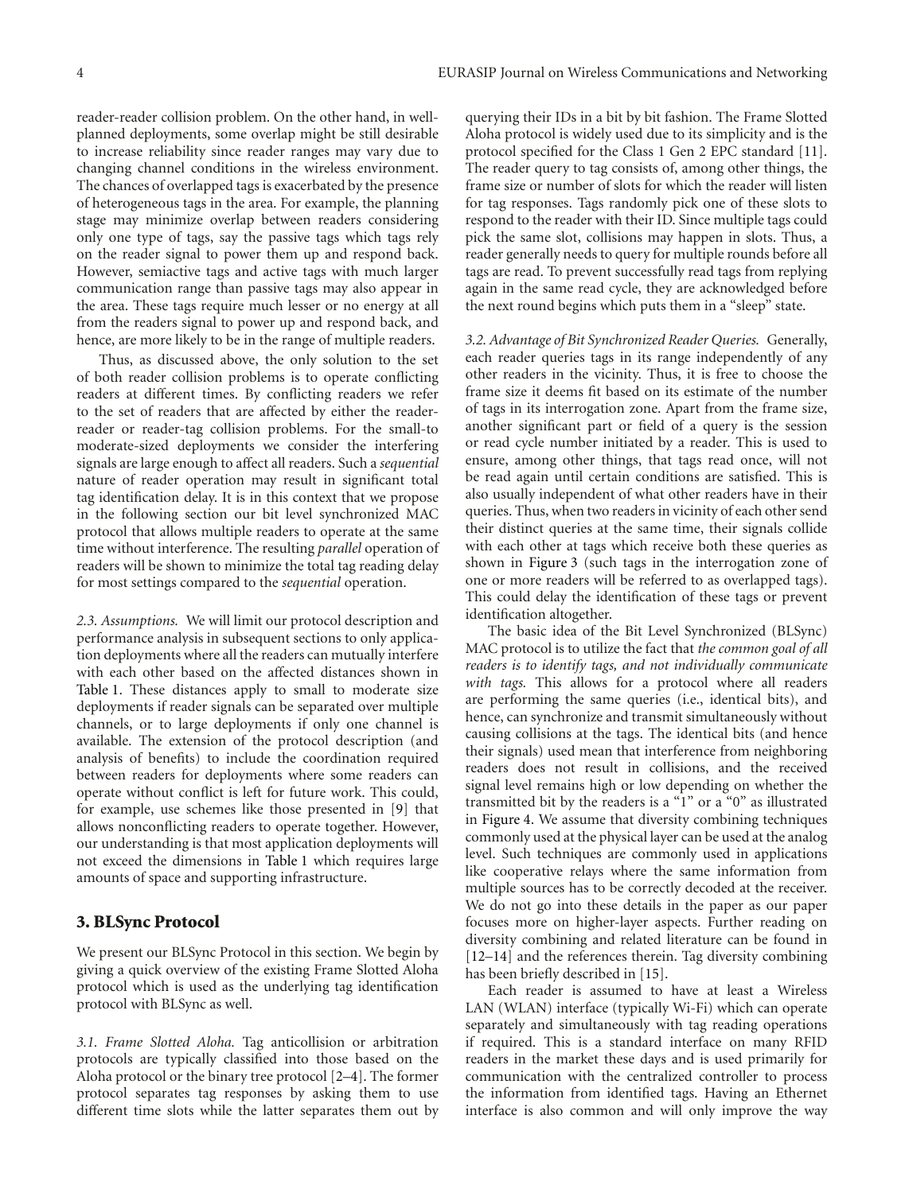reader-reader collision problem. On the other hand, in well-planned deployments, some overlap might be still desirable to increase reliability since reader ranges may vary due to changing channel conditions in the wireless environment. The chances of overlapped tags is exacerbated by the presence of heterogeneous tags in the area. For example, the planning stage may minimize overlap between readers considering only one type of tags, say the passive tags which tags rely on the reader signal to power them up and respond back. However, semiactive tags and active tags with much larger communication range than passive tags may also appear in the area. These tags require much lesser or no energy at all from the readers signal to power up and respond back, and hence, are more likely to be in the range of multiple readers.

Thus, as discussed above, the only solution to the set of both reader collision problems is to operate conflicting readers at different times. By conflicting readers we refer to the set of readers that are affected by either the reader-reader or reader-tag collision problems. For the small-to moderate-sized deployments we consider the interfering signals are large enough to affect all readers. Such a *sequential* nature of reader operation may result in significant total tag identification delay. It is in this context that we propose in the following section our bit level synchronized MAC protocol that allows multiple readers to operate at the same time without interference. The resulting *parallel* operation of readers will be shown to minimize the total tag reading delay for most settings compared to the *sequential* operation.

*2.3. Assumptions.* We will limit our protocol description and performance analysis in subsequent sections to only application deployments where all the readers can mutually interfere with each other based on the affected distances shown in Table 1. These distances apply to small to moderate size deployments if reader signals can be separated over multiple channels, or to large deployments if only one channel is available. The extension of the protocol description (and analysis of benefits) to include the coordination required between readers for deployments where some readers can operate without conflict is left for future work. This could, for example, use schemes like those presented in [9] that allows nonconflicting readers to operate together. However, our understanding is that most application deployments will not exceed the dimensions in Table 1 which requires large amounts of space and supporting infrastructure.

## 3. BLSync Protocol

We present our BLSync Protocol in this section. We begin by giving a quick overview of the existing Frame Slotted Aloha protocol which is used as the underlying tag identification protocol with BLSync as well.

*3.1. Frame Slotted Aloha.* Tag anticollision or arbitration protocols are typically classified into those based on the Aloha protocol or the binary tree protocol [2–4]. The former protocol separates tag responses by asking them to use different time slots while the latter separates them out by querying their IDs in a bit by bit fashion. The Frame Slotted Aloha protocol is widely used due to its simplicity and is the protocol specified for the Class 1 Gen 2 EPC standard [11]. The reader query to tag consists of, among other things, the frame size or number of slots for which the reader will listen for tag responses. Tags randomly pick one of these slots to respond to the reader with their ID. Since multiple tags could pick the same slot, collisions may happen in slots. Thus, a reader generally needs to query for multiple rounds before all tags are read. To prevent successfully read tags from replying again in the same read cycle, they are acknowledged before the next round begins which puts them in a "sleep" state.

*3.2. Advantage of Bit Synchronized Reader Queries.* Generally, each reader queries tags in its range independently of any other readers in the vicinity. Thus, it is free to choose the frame size it deems fit based on its estimate of the number of tags in its interrogation zone. Apart from the frame size, another significant part or field of a query is the session or read cycle number initiated by a reader. This is used to ensure, among other things, that tags read once, will not be read again until certain conditions are satisfied. This is also usually independent of what other readers have in their queries. Thus, when two readers in vicinity of each other send their distinct queries at the same time, their signals collide with each other at tags which receive both these queries as shown in Figure 3 (such tags in the interrogation zone of one or more readers will be referred to as overlapped tags). This could delay the identification of these tags or prevent identification altogether.

The basic idea of the Bit Level Synchronized (BLSync) MAC protocol is to utilize the fact that *the common goal of all readers is to identify tags, and not individually communicate with tags.* This allows for a protocol where all readers are performing the same queries (i.e., identical bits), and hence, can synchronize and transmit simultaneously without causing collisions at the tags. The identical bits (and hence their signals) used mean that interference from neighboring readers does not result in collisions, and the received signal level remains high or low depending on whether the transmitted bit by the readers is a "1" or a "0" as illustrated in Figure 4. We assume that diversity combining techniques commonly used at the physical layer can be used at the analog level. Such techniques are commonly used in applications like cooperative relays where the same information from multiple sources has to be correctly decoded at the receiver. We do not go into these details in the paper as our paper focuses more on higher-layer aspects. Further reading on diversity combining and related literature can be found in [12–14] and the references therein. Tag diversity combining has been briefly described in [15].

Each reader is assumed to have at least a Wireless LAN (WLAN) interface (typically Wi-Fi) which can operate separately and simultaneously with tag reading operations if required. This is a standard interface on many RFID readers in the market these days and is used primarily for communication with the centralized controller to process the information from identified tags. Having an Ethernet interface is also common and will only improve the way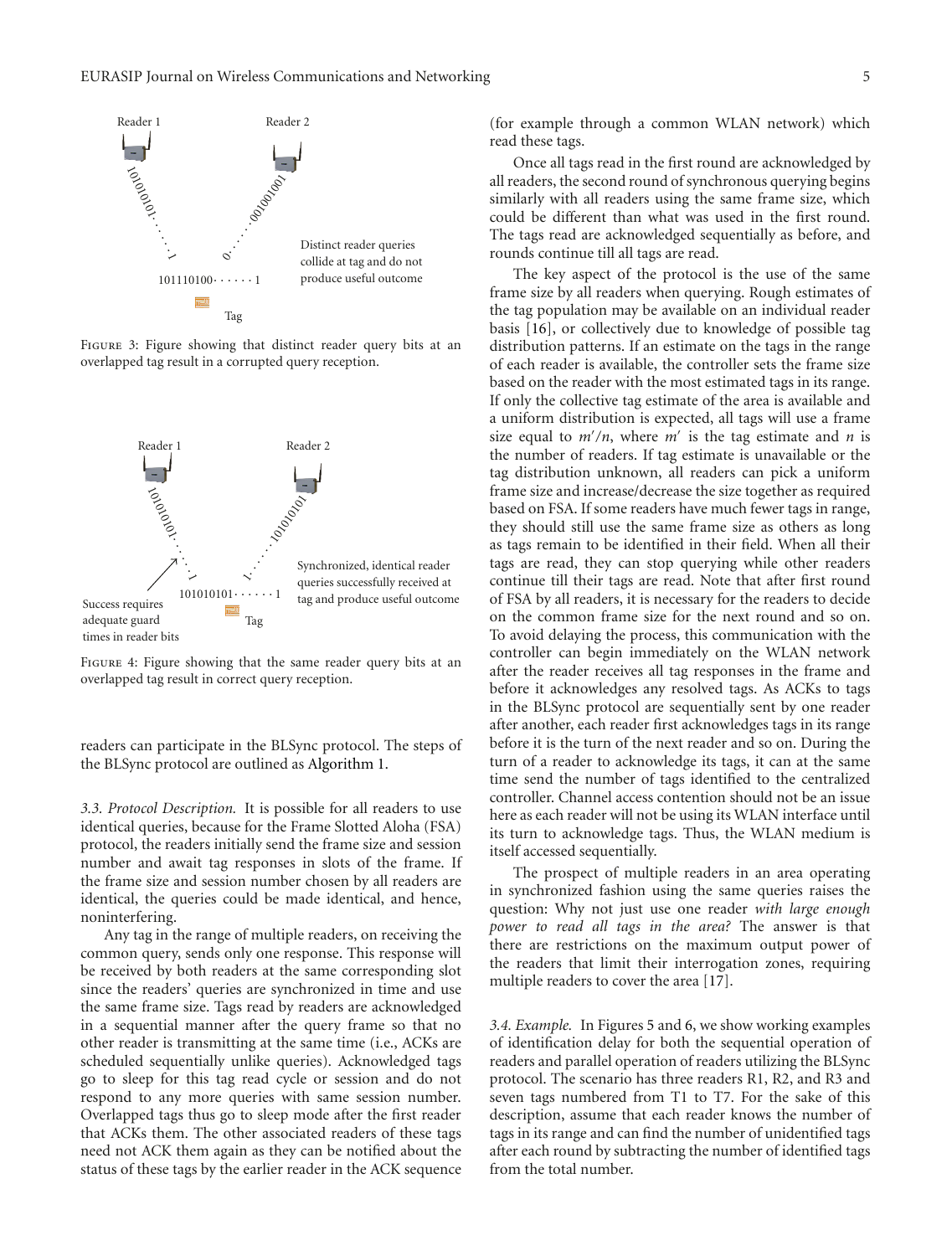Reader 1

Reader 2

101010101· · · · · · 1

0· · · · · ·001001001

101110100· · · · · · 1

Distinct reader queries collide at tag and do not produce useful outcome

Tag

Figure 3: Figure showing that distinct reader query bits at an overlapped tag result in a corrupted query reception.

Reader 1

Reader 2

101010101· · · · · · 1

1· · · · · ·101010101

101010101· · · · · · 1

Synchronized, identical reader queries successfully received at tag and produce useful outcome

Success requires adequate guard times in reader bits

Tag

Figure 4: Figure showing that the same reader query bits at an overlapped tag result in correct query reception.

readers can participate in the BLSync protocol. The steps of the BLSync protocol are outlined as Algorithm 1.

*3.3. Protocol Description.* It is possible for all readers to use identical queries, because for the Frame Slotted Aloha (FSA) protocol, the readers initially send the frame size and session number and await tag responses in slots of the frame. If the frame size and session number chosen by all readers are identical, the queries could be made identical, and hence, noninterfering.

Any tag in the range of multiple readers, on receiving the common query, sends only one response. This response will be received by both readers at the same corresponding slot since the readers' queries are synchronized in time and use the same frame size. Tags read by readers are acknowledged in a sequential manner after the query frame so that no other reader is transmitting at the same time (i.e., ACKs are scheduled sequentially unlike queries). Acknowledged tags go to sleep for this tag read cycle or session and do not respond to any more queries with same session number. Overlapped tags thus go to sleep mode after the first reader that ACKs them. The other associated readers of these tags need not ACK them again as they can be notified about the status of these tags by the earlier reader in the ACK sequence (for example through a common WLAN network) which read these tags.

Once all tags read in the first round are acknowledged by all readers, the second round of synchronous querying begins similarly with all readers using the same frame size, which could be different than what was used in the first round. The tags read are acknowledged sequentially as before, and rounds continue till all tags are read.

The key aspect of the protocol is the use of the same frame size by all readers when querying. Rough estimates of the tag population may be available on an individual reader basis [16], or collectively due to knowledge of possible tag distribution patterns. If an estimate on the tags in the range of each reader is available, the controller sets the frame size based on the reader with the most estimated tags in its range. If only the collective tag estimate of the area is available and a uniform distribution is expected, all tags will use a frame size equal to $m'/n$, where $m'$ is the tag estimate and $n$ is the number of readers. If tag estimate is unavailable or the tag distribution unknown, all readers can pick a uniform frame size and increase/decrease the size together as required based on FSA. If some readers have much fewer tags in range, they should still use the same frame size as others as long as tags remain to be identified in their field. When all their tags are read, they can stop querying while other readers continue till their tags are read. Note that after first round of FSA by all readers, it is necessary for the readers to decide on the common frame size for the next round and so on. To avoid delaying the process, this communication with the controller can begin immediately on the WLAN network after the reader receives all tag responses in the frame and before it acknowledges any resolved tags. As ACKs to tags in the BLSync protocol are sequentially sent by one reader after another, each reader first acknowledges tags in its range before it is the turn of the next reader and so on. During the turn of a reader to acknowledge its tags, it can at the same time send the number of tags identified to the centralized controller. Channel access contention should not be an issue here as each reader will not be using its WLAN interface until its turn to acknowledge tags. Thus, the WLAN medium is itself accessed sequentially.

The prospect of multiple readers in an area operating in synchronized fashion using the same queries raises the question: Why not just use one reader *with large enough power to read all tags in the area?* The answer is that there are restrictions on the maximum output power of the readers that limit their interrogation zones, requiring multiple readers to cover the area [17].

*3.4. Example.* In Figures 5 and 6, we show working examples of identification delay for both the sequential operation of readers and parallel operation of readers utilizing the BLSync protocol. The scenario has three readers R1, R2, and R3 and seven tags numbered from T1 to T7. For the sake of this description, assume that each reader knows the number of tags in its range and can find the number of unidentified tags after each round by subtracting the number of identified tags from the total number.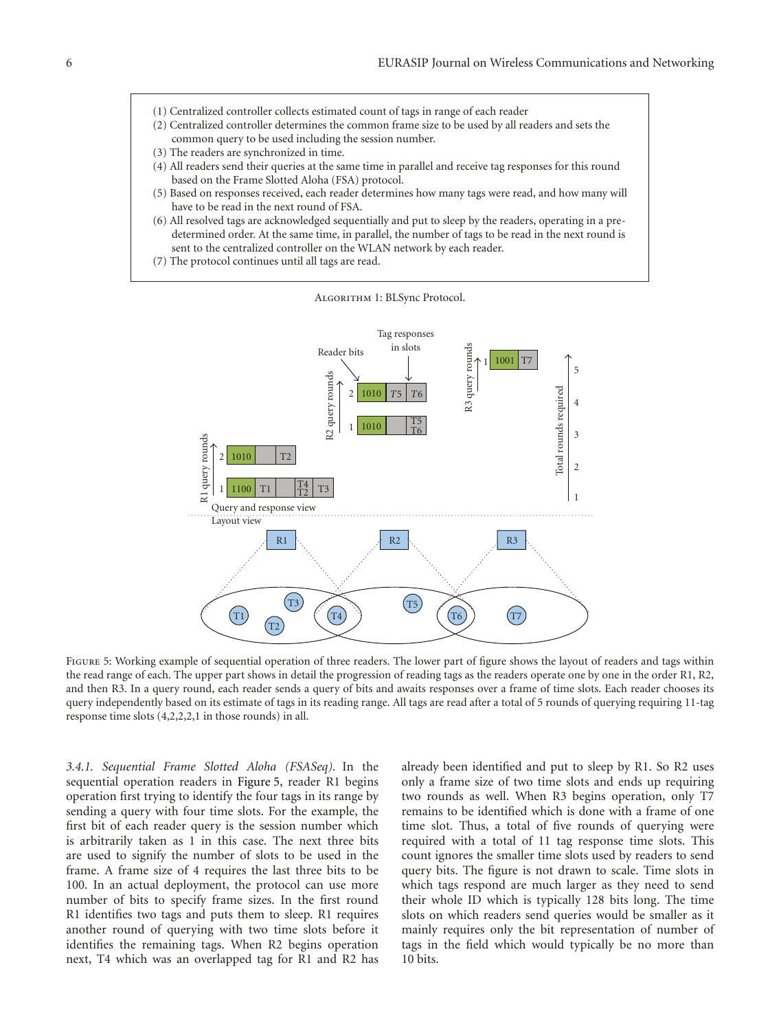(1) Centralized controller collects estimated count of tags in range of each reader
(2) Centralized controller determines the common frame size to be used by all readers and sets the common query to be used including the session number.
(3) The readers are synchronized in time.
(4) All readers send their queries at the same time in parallel and receive tag responses for this round based on the Frame Slotted Aloha (FSA) protocol.
(5) Based on responses received, each reader determines how many tags were read, and how many will have to be read in the next round of FSA.
(6) All resolved tags are acknowledged sequentially and put to sleep by the readers, operating in a pre-determined order. At the same time, in parallel, the number of tags to be read in the next round is sent to the centralized controller on the WLAN network by each reader.
(7) The protocol continues until all tags are read.

Algorithm 1: BLSync Protocol.

Figure 5: Working example of sequential operation of three readers. The lower part of figure shows the layout of readers and tags within the read range of each. The upper part shows in detail the progression of reading tags as the readers operate one by one in the order R1, R2, and then R3. In a query round, each reader sends a query of bits and awaits responses over a frame of time slots. Each reader chooses its query independently based on its estimate of tags in its reading range. All tags are read after a total of 5 rounds of querying requiring 11-tag response time slots (4,2,2,2,1 in those rounds) in all.

*3.4.1. Sequential Frame Slotted Aloha (FSASeq).* In the sequential operation readers in Figure 5, reader R1 begins operation first trying to identify the four tags in its range by sending a query with four time slots. For the example, the first bit of each reader query is the session number which is arbitrarily taken as 1 in this case. The next three bits are used to signify the number of slots to be used in the frame. A frame size of 4 requires the last three bits to be 100. In an actual deployment, the protocol can use more number of bits to specify frame sizes. In the first round R1 identifies two tags and puts them to sleep. R1 requires another round of querying with two time slots before it identifies the remaining tags. When R2 begins operation next, T4 which was an overlapped tag for R1 and R2 has already been identified and put to sleep by R1. So R2 uses only a frame size of two time slots and ends up requiring two rounds as well. When R3 begins operation, only T7 remains to be identified which is done with a frame of one time slot. Thus, a total of five rounds of querying were required with a total of 11 tag response time slots. This count ignores the smaller time slots used by readers to send query bits. The figure is not drawn to scale. Time slots in which tags respond are much larger as they need to send their whole ID which is typically 128 bits long. The time slots on which readers send queries would be smaller as it mainly requires only the bit representation of number of tags in the field which would typically be no more than 10 bits.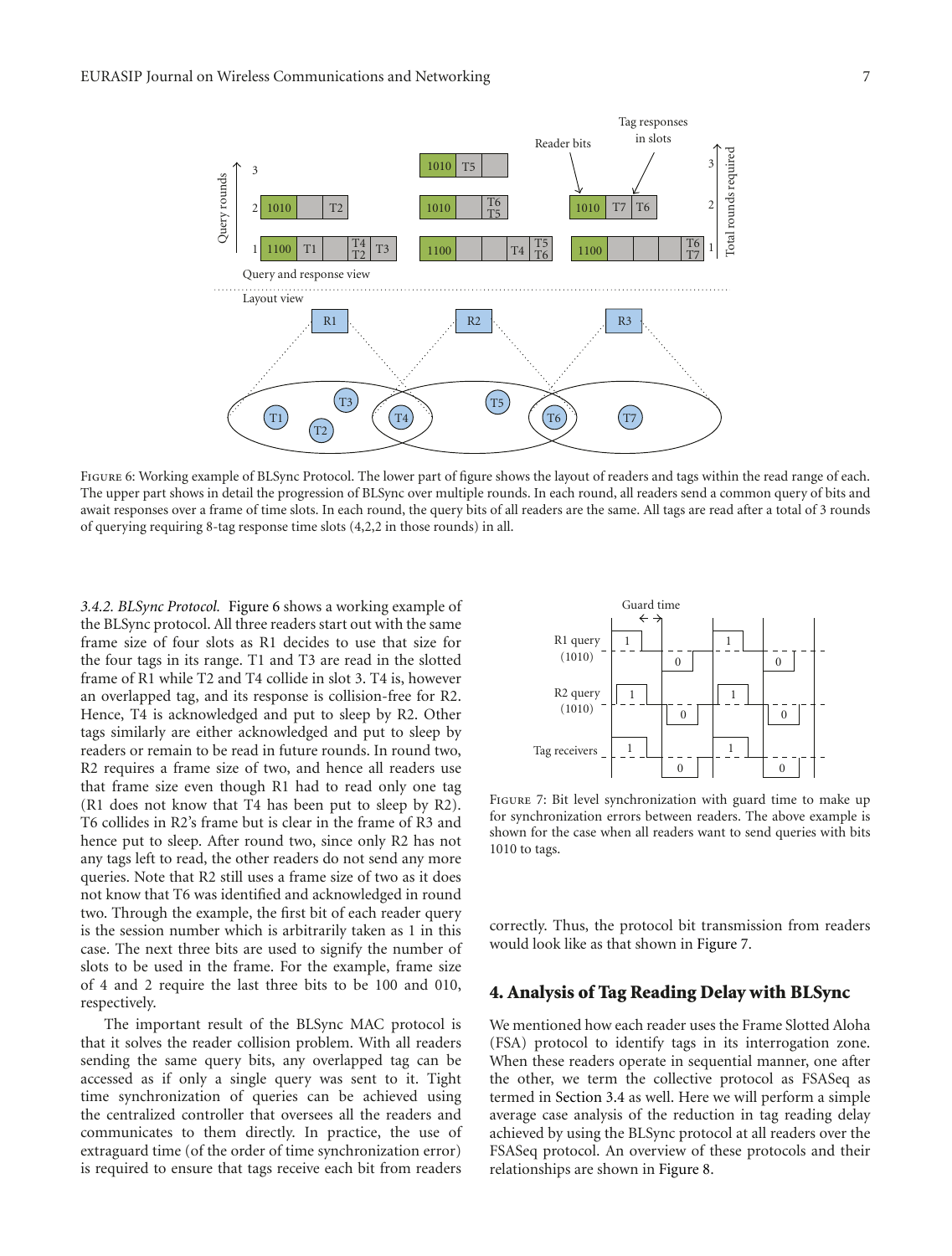Figure 6: Working example of BLSync Protocol. The lower part of figure shows the layout of readers and tags within the read range of each. The upper part shows in detail the progression of BLSync over multiple rounds. In each round, all readers send a common query of bits and await responses over a frame of time slots. In each round, the query bits of all readers are the same. All tags are read after a total of 3 rounds of querying requiring 8-tag response time slots (4,2,2 in those rounds) in all.

*3.4.2. BLSync Protocol.* Figure 6 shows a working example of the BLSync protocol. All three readers start out with the same frame size of four slots as R1 decides to use that size for the four tags in its range. T1 and T3 are read in the slotted frame of R1 while T2 and T4 collide in slot 3. T4 is, however an overlapped tag, and its response is collision-free for R2. Hence, T4 is acknowledged and put to sleep by R2. Other tags similarly are either acknowledged and put to sleep by readers or remain to be read in future rounds. In round two, R2 requires a frame size of two, and hence all readers use that frame size even though R1 had to read only one tag (R1 does not know that T4 has been put to sleep by R2). T6 collides in R2's frame but is clear in the frame of R3 and hence put to sleep. After round two, since only R2 has not any tags left to read, the other readers do not send any more queries. Note that R2 still uses a frame size of two as it does not know that T6 was identified and acknowledged in round two. Through the example, the first bit of each reader query is the session number which is arbitrarily taken as 1 in this case. The next three bits are used to signify the number of slots to be used in the frame. For the example, frame size of 4 and 2 require the last three bits to be 100 and 010, respectively.

The important result of the BLSync MAC protocol is that it solves the reader collision problem. With all readers sending the same query bits, any overlapped tag can be accessed as if only a single query was sent to it. Tight time synchronization of queries can be achieved using the centralized controller that oversees all the readers and communicates to them directly. In practice, the use of extraguard time (of the order of time synchronization error) is required to ensure that tags receive each bit from readers correctly. Thus, the protocol bit transmission from readers would look like as that shown in Figure 7.

Figure 7: Bit level synchronization with guard time to make up for synchronization errors between readers. The above example is shown for the case when all readers want to send queries with bits 1010 to tags.

## 4. Analysis of Tag Reading Delay with BLSync

We mentioned how each reader uses the Frame Slotted Aloha (FSA) protocol to identify tags in its interrogation zone. When these readers operate in sequential manner, one after the other, we term the collective protocol as FSASeq as termed in Section 3.4 as well. Here we will perform a simple average case analysis of the reduction in tag reading delay achieved by using the BLSync protocol at all readers over the FSASeq protocol. An overview of these protocols and their relationships are shown in Figure 8.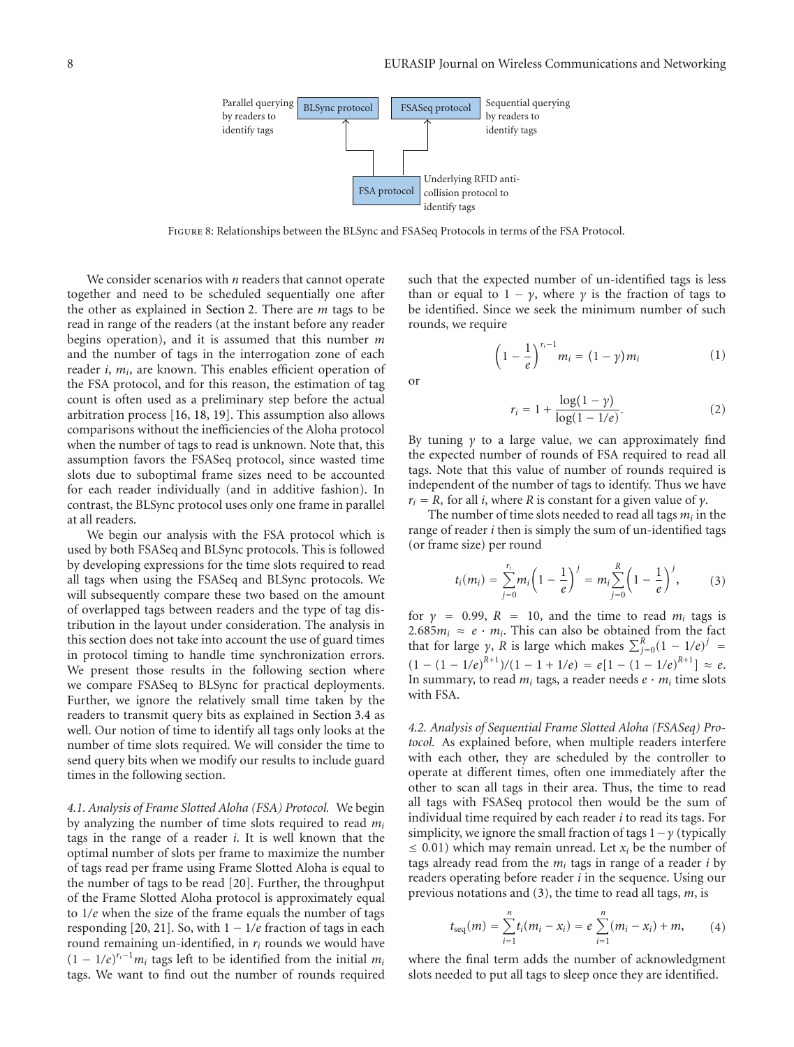Parallel querying by readers to identify tags

BLSync protocol

FSASeq protocol

Sequential querying by readers to identify tags

FSA protocol

Underlying RFID anti-collision protocol to identify tags

Figure 8: Relationships between the BLSync and FSASeq Protocols in terms of the FSA Protocol.

We consider scenarios with $n$ readers that cannot operate together and need to be scheduled sequentially one after the other as explained in Section 2. There are $m$ tags to be read in range of the readers (at the instant before any reader begins operation), and it is assumed that this number $m$ and the number of tags in the interrogation zone of each reader $i$, $m_i$, are known. This enables efficient operation of the FSA protocol, and for this reason, the estimation of tag count is often used as a preliminary step before the actual arbitration process [16, 18, 19]. This assumption also allows comparisons without the inefficiencies of the Aloha protocol when the number of tags to read is unknown. Note that, this assumption favors the FSASeq protocol, since wasted time slots due to suboptimal frame sizes need to be accounted for each reader individually (and in additive fashion). In contrast, the BLSync protocol uses only one frame in parallel at all readers.

We begin our analysis with the FSA protocol which is used by both FSASeq and BLSync protocols. This is followed by developing expressions for the time slots required to read all tags when using the FSASeq and BLSync protocols. We will subsequently compare these two based on the amount of overlapped tags between readers and the type of tag distribution in the layout under consideration. The analysis in this section does not take into account the use of guard times in protocol timing to handle time synchronization errors. We present those results in the following section where we compare FSASeq to BLSync for practical deployments. Further, we ignore the relatively small time taken by the readers to transmit query bits as explained in Section 3.4 as well. Our notion of time to identify all tags only looks at the number of time slots required. We will consider the time to send query bits when we modify our results to include guard times in the following section.

*4.1. Analysis of Frame Slotted Aloha (FSA) Protocol.* We begin by analyzing the number of time slots required to read $m_i$ tags in the range of a reader $i$. It is well known that the optimal number of slots per frame to maximize the number of tags read per frame using Frame Slotted Aloha is equal to the number of tags to be read [20]. Further, the throughput of the Frame Slotted Aloha protocol is approximately equal to $1/e$ when the size of the frame equals the number of tags responding [20, 21]. So, with $1 - 1/e$ fraction of tags in each round remaining un-identified, in $r_i$ rounds we would have $(1 - 1/e)^{r_i - 1} m_i$ tags left to be identified from the initial $m_i$ tags. We want to find out the number of rounds required such that the expected number of un-identified tags is less than or equal to $1 - \gamma$, where $\gamma$ is the fraction of tags to be identified. Since we seek the minimum number of such rounds, we require

$$\left(1 - \frac{1}{e}\right)^{r_i - 1} m_i = (1 - \gamma) m_i \tag{1}$$

or

$$r_i = 1 + \frac{\log(1 - \gamma)}{\log(1 - 1/e)}. \tag{2}$$

By tuning $\gamma$ to a large value, we can approximately find the expected number of rounds of FSA required to read all tags. Note that this value of number of rounds required is independent of the number of tags to identify. Thus we have $r_i = R$, for all $i$, where $R$ is constant for a given value of $\gamma$.

The number of time slots needed to read all tags $m_i$ in the range of reader $i$ then is simply the sum of un-identified tags (or frame size) per round

$$t_i(m_i) = \sum_{j=0}^{r_i} m_i \left(1 - \frac{1}{e}\right)^j = m_i \sum_{j=0}^{R} \left(1 - \frac{1}{e}\right)^j, \tag{3}$$

for $\gamma = 0.99$, $R = 10$, and the time to read $m_i$ tags is $2.685 m_i \approx e \cdot m_i$. This can also be obtained from the fact that for large $\gamma$, $R$ is large which makes $\sum_{j=0}^{R}(1 - 1/e)^j = (1 - (1 - 1/e)^{R+1})/(1 - 1 + 1/e) = e[1 - (1 - 1/e)^{R+1}] \approx e$. In summary, to read $m_i$ tags, a reader needs $e \cdot m_i$ time slots with FSA.

*4.2. Analysis of Sequential Frame Slotted Aloha (FSASeq) Protocol.* As explained before, when multiple readers interfere with each other, they are scheduled by the controller to operate at different times, often one immediately after the other to scan all tags in their area. Thus, the time to read all tags with FSASeq protocol then would be the sum of individual time required by each reader $i$ to read its tags. For simplicity, we ignore the small fraction of tags $1 - \gamma$ (typically $\leq 0.01$) which may remain unread. Let $x_i$ be the number of tags already read from the $m_i$ tags in range of a reader $i$ by readers operating before reader $i$ in the sequence. Using our previous notations and (3), the time to read all tags, $m$, is

$$t_{\text{seq}}(m) = \sum_{i=1}^{n} t_i(m_i - x_i) = e \sum_{i=1}^{n} (m_i - x_i) + m, \tag{4}$$

where the final term adds the number of acknowledgment slots needed to put all tags to sleep once they are identified.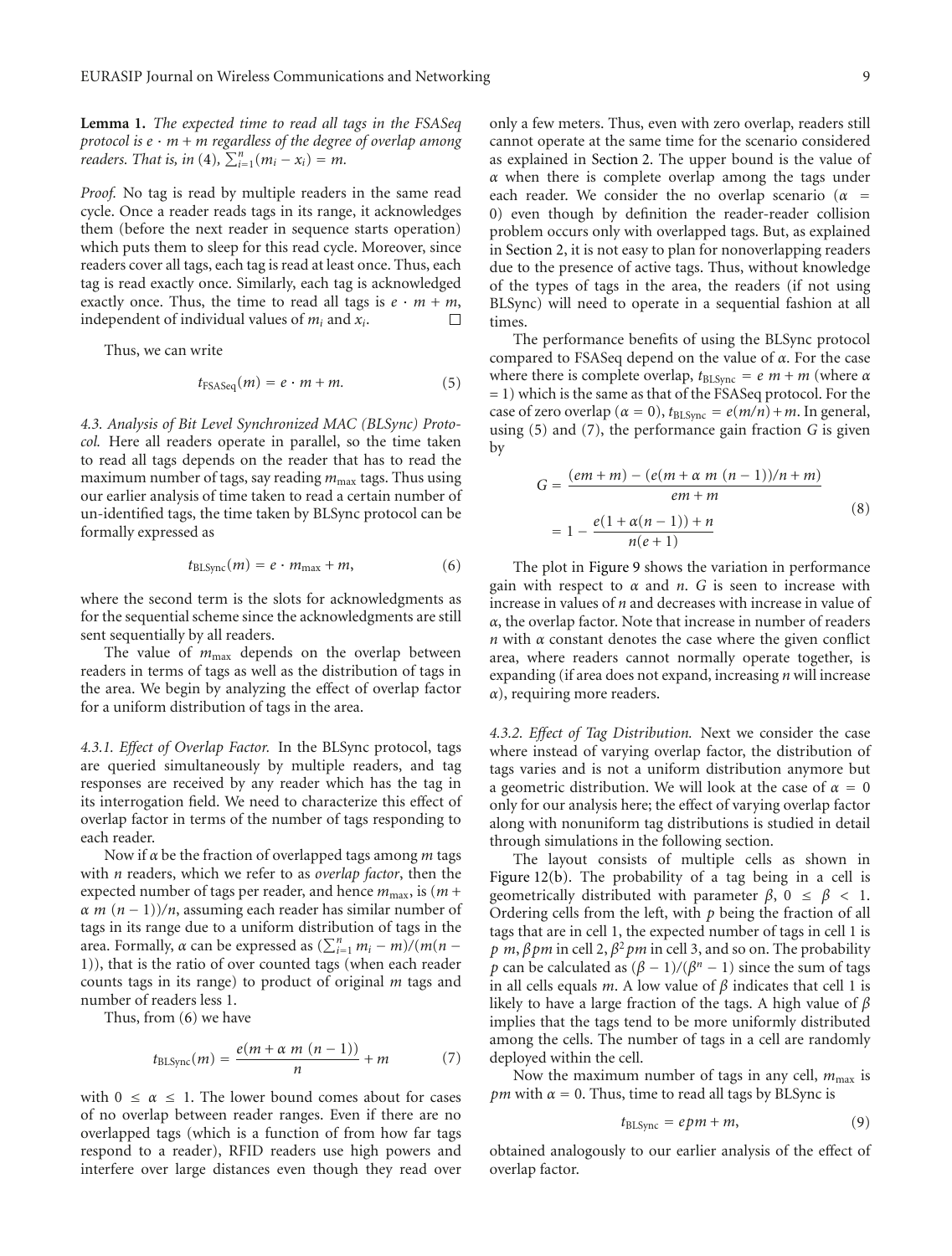**Lemma 1.** *The expected time to read all tags in the FSASeq protocol is $e \cdot m + m$ regardless of the degree of overlap among readers. That is, in (4), $\sum_{i=1}^{n}(m_i - x_i) = m$.*

*Proof.* No tag is read by multiple readers in the same read cycle. Once a reader reads tags in its range, it acknowledges them (before the next reader in sequence starts operation) which puts them to sleep for this read cycle. Moreover, since readers cover all tags, each tag is read at least once. Thus, each tag is read exactly once. Similarly, each tag is acknowledged exactly once. Thus, the time to read all tags is $e \cdot m + m$, independent of individual values of $m_i$ and $x_i$. □

Thus, we can write

$$t_{\text{FSASeq}}(m) = e \cdot m + m. \tag{5}$$

*4.3. Analysis of Bit Level Synchronized MAC (BLSync) Protocol.* Here all readers operate in parallel, so the time taken to read all tags depends on the reader that has to read the maximum number of tags, say reading $m_{\max}$ tags. Thus using our earlier analysis of time taken to read a certain number of un-identified tags, the time taken by BLSync protocol can be formally expressed as

$$t_{\text{BLSync}}(m) = e \cdot m_{\max} + m, \tag{6}$$

where the second term is the slots for acknowledgments as for the sequential scheme since the acknowledgments are still sent sequentially by all readers.

The value of $m_{\max}$ depends on the overlap between readers in terms of tags as well as the distribution of tags in the area. We begin by analyzing the effect of overlap factor for a uniform distribution of tags in the area.

*4.3.1. Effect of Overlap Factor.* In the BLSync protocol, tags are queried simultaneously by multiple readers, and tag responses are received by any reader which has the tag in its interrogation field. We need to characterize this effect of overlap factor in terms of the number of tags responding to each reader.

Now if $\alpha$ be the fraction of overlapped tags among $m$ tags with $n$ readers, which we refer to as *overlap factor*, then the expected number of tags per reader, and hence $m_{\max}$, is $(m + \alpha\, m\, (n-1))/n$, assuming each reader has similar number of tags in its range due to a uniform distribution of tags in the area. Formally, $\alpha$ can be expressed as $(\sum_{i=1}^{n} m_i - m)/(m(n-1))$, that is the ratio of over counted tags (when each reader counts tags in its range) to product of original $m$ tags and number of readers less 1.

Thus, from (6) we have

$$t_{\text{BLSync}}(m) = \frac{e(m + \alpha\, m\, (n-1))}{n} + m \tag{7}$$

with $0 \le \alpha \le 1$. The lower bound comes about for cases of no overlap between reader ranges. Even if there are no overlapped tags (which is a function of from how far tags respond to a reader), RFID readers use high powers and interfere over large distances even though they read over only a few meters. Thus, even with zero overlap, readers still cannot operate at the same time for the scenario considered as explained in Section 2. The upper bound is the value of $\alpha$ when there is complete overlap among the tags under each reader. We consider the no overlap scenario ($\alpha = 0$) even though by definition the reader-reader collision problem occurs only with overlapped tags. But, as explained in Section 2, it is not easy to plan for nonoverlapping readers due to the presence of active tags. Thus, without knowledge of the types of tags in the area, the readers (if not using BLSync) will need to operate in a sequential fashion at all times.

The performance benefits of using the BLSync protocol compared to FSASeq depend on the value of $\alpha$. For the case where there is complete overlap, $t_{\text{BLSync}} = e\, m + m$ (where $\alpha = 1$) which is the same as that of the FSASeq protocol. For the case of zero overlap ($\alpha = 0$), $t_{\text{BLSync}} = e(m/n) + m$. In general, using (5) and (7), the performance gain fraction $G$ is given by

$$\begin{aligned} G &= \frac{(em + m) - (e(m + \alpha\, m\, (n-1))/n + m)}{em + m} \\ &= 1 - \frac{e(1 + \alpha(n-1)) + n}{n(e+1)} \end{aligned} \tag{8}$$

The plot in Figure 9 shows the variation in performance gain with respect to $\alpha$ and $n$. $G$ is seen to increase with increase in values of $n$ and decreases with increase in value of $\alpha$, the overlap factor. Note that increase in number of readers $n$ with $\alpha$ constant denotes the case where the given conflict area, where readers cannot normally operate together, is expanding (if area does not expand, increasing $n$ will increase $\alpha$), requiring more readers.

*4.3.2. Effect of Tag Distribution.* Next we consider the case where instead of varying overlap factor, the distribution of tags varies and is not a uniform distribution anymore but a geometric distribution. We will look at the case of $\alpha = 0$ only for our analysis here; the effect of varying overlap factor along with nonuniform tag distributions is studied in detail through simulations in the following section.

The layout consists of multiple cells as shown in Figure 12(b). The probability of a tag being in a cell is geometrically distributed with parameter $\beta$, $0 \le \beta < 1$. Ordering cells from the left, with $p$ being the fraction of all tags that are in cell 1, the expected number of tags in cell 1 is $p\, m$, $\beta pm$ in cell 2, $\beta^2 pm$ in cell 3, and so on. The probability $p$ can be calculated as $(\beta - 1)/(\beta^n - 1)$ since the sum of tags in all cells equals $m$. A low value of $\beta$ indicates that cell 1 is likely to have a large fraction of the tags. A high value of $\beta$ implies that the tags tend to be more uniformly distributed among the cells. The number of tags in a cell are randomly deployed within the cell.

Now the maximum number of tags in any cell, $m_{\max}$ is $pm$ with $\alpha = 0$. Thus, time to read all tags by BLSync is

$$t_{\text{BLSync}} = epm + m, \tag{9}$$

obtained analogously to our earlier analysis of the effect of overlap factor.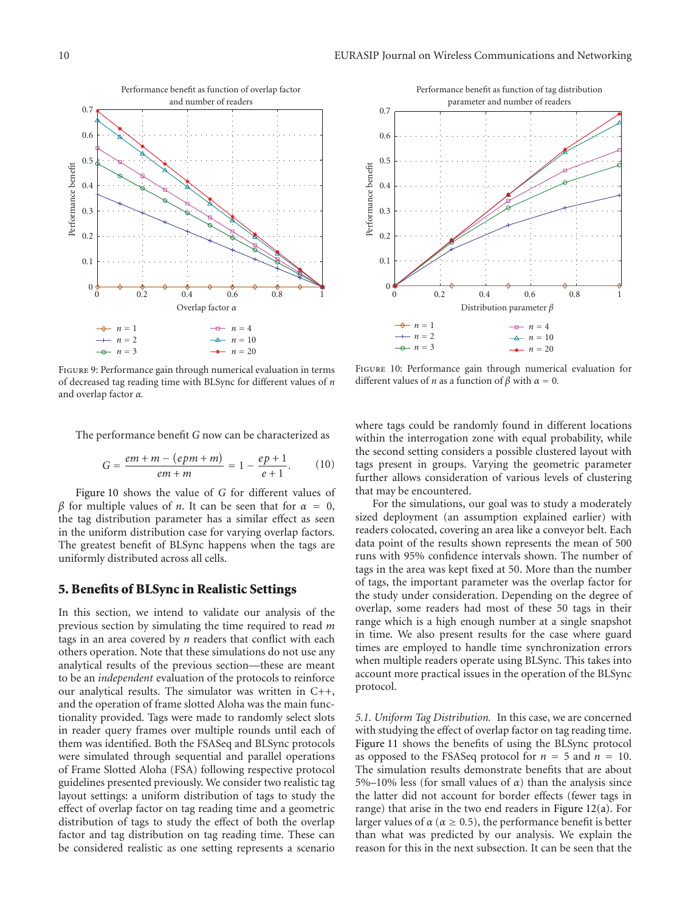Performance benefit as function of overlap factor and number of readers

Performance benefit

Overlap factor $\alpha$

0, 0.2, 0.4, 0.6, 0.8, 1

0, 0.1, 0.2, 0.3, 0.4, 0.5, 0.6, 0.7

$n = 1$, $n = 2$, $n = 3$, $n = 4$, $n = 10$, $n = 20$

Figure 9: Performance gain through numerical evaluation in terms of decreased tag reading time with BLSync for different values of $n$ and overlap factor $\alpha$.

Performance benefit as function of tag distribution parameter and number of readers

Performance benefit

Distribution parameter $\beta$

0, 0.2, 0.4, 0.6, 0.8, 1

0, 0.1, 0.2, 0.3, 0.4, 0.5, 0.6, 0.7

$n = 1$, $n = 2$, $n = 3$, $n = 4$, $n = 10$, $n = 20$

Figure 10: Performance gain through numerical evaluation for different values of $n$ as a function of $\beta$ with $\alpha = 0$.

The performance benefit $G$ now can be characterized as

$$G = \frac{em + m - (epm + m)}{em + m} = 1 - \frac{ep + 1}{e + 1}. \qquad (10)$$

Figure 10 shows the value of $G$ for different values of $\beta$ for multiple values of $n$. It can be seen that for $\alpha = 0$, the tag distribution parameter has a similar effect as seen in the uniform distribution case for varying overlap factors. The greatest benefit of BLSync happens when the tags are uniformly distributed across all cells.

## 5. Benefits of BLSync in Realistic Settings

In this section, we intend to validate our analysis of the previous section by simulating the time required to read $m$ tags in an area covered by $n$ readers that conflict with each others operation. Note that these simulations do not use any analytical results of the previous section—these are meant to be an *independent* evaluation of the protocols to reinforce our analytical results. The simulator was written in C++, and the operation of frame slotted Aloha was the main functionality provided. Tags were made to randomly select slots in reader query frames over multiple rounds until each of them was identified. Both the FSASeq and BLSync protocols were simulated through sequential and parallel operations of Frame Slotted Aloha (FSA) following respective protocol guidelines presented previously. We consider two realistic tag layout settings: a uniform distribution of tags to study the effect of overlap factor on tag reading time and a geometric distribution of tags to study the effect of both the overlap factor and tag distribution on tag reading time. These can be considered realistic as one setting represents a scenario where tags could be randomly found in different locations within the interrogation zone with equal probability, while the second setting considers a possible clustered layout with tags present in groups. Varying the geometric parameter further allows consideration of various levels of clustering that may be encountered.

For the simulations, our goal was to study a moderately sized deployment (an assumption explained earlier) with readers colocated, covering an area like a conveyor belt. Each data point of the results shown represents the mean of 500 runs with 95% confidence intervals shown. The number of tags in the area was kept fixed at 50. More than the number of tags, the important parameter was the overlap factor for the study under consideration. Depending on the degree of overlap, some readers had most of these 50 tags in their range which is a high enough number at a single snapshot in time. We also present results for the case where guard times are employed to handle time synchronization errors when multiple readers operate using BLSync. This takes into account more practical issues in the operation of the BLSync protocol.

*5.1. Uniform Tag Distribution.* In this case, we are concerned with studying the effect of overlap factor on tag reading time. Figure 11 shows the benefits of using the BLSync protocol as opposed to the FSASeq protocol for $n = 5$ and $n = 10$. The simulation results demonstrate benefits that are about 5%–10% less (for small values of $\alpha$) than the analysis since the latter did not account for border effects (fewer tags in range) that arise in the two end readers in Figure 12(a). For larger values of $\alpha$ ($\alpha \geq 0.5$), the performance benefit is better than what was predicted by our analysis. We explain the reason for this in the next subsection. It can be seen that the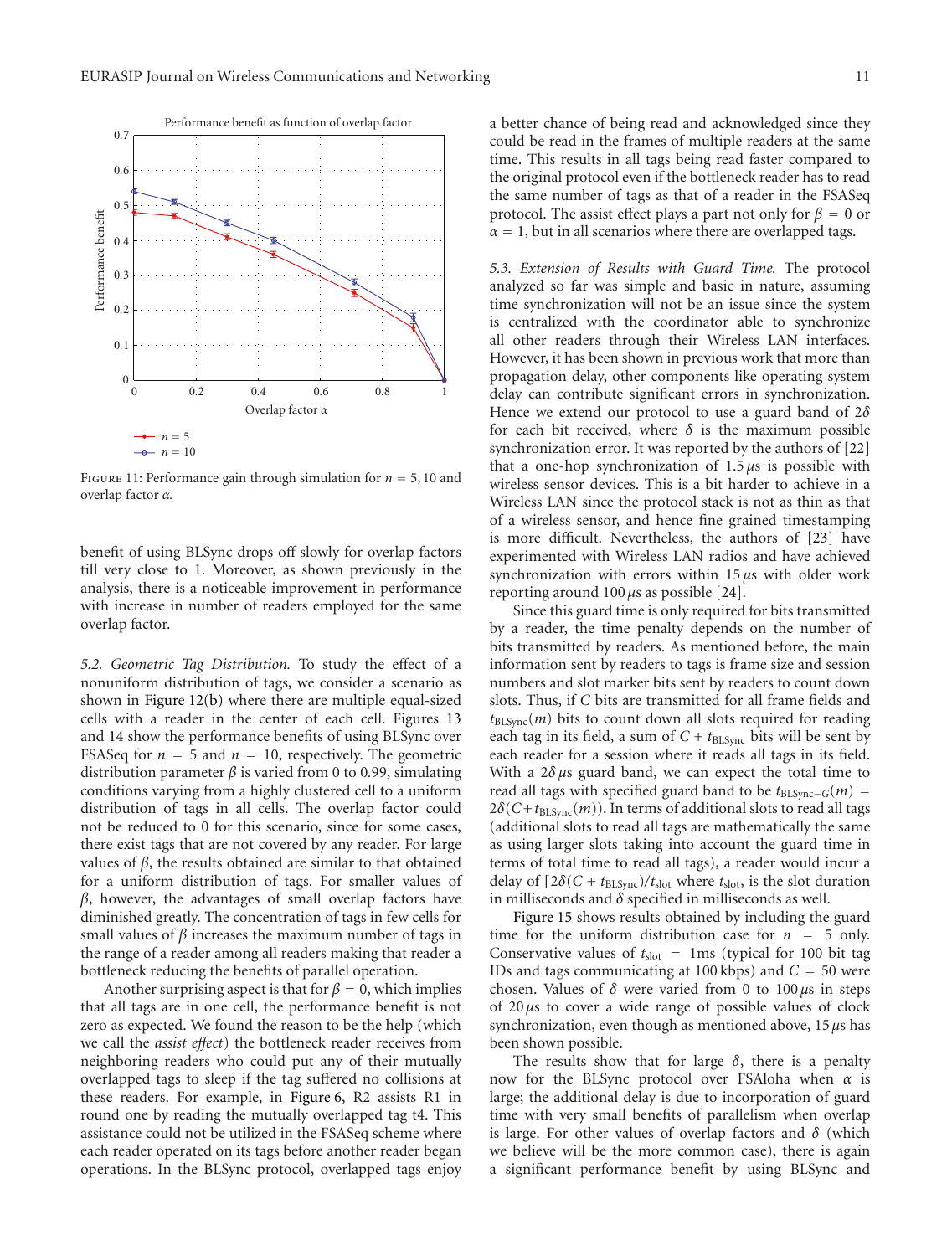FIGURE 11: Performance gain through simulation for $n = 5, 10$ and overlap factor $\alpha$.

benefit of using BLSync drops off slowly for overlap factors till very close to 1. Moreover, as shown previously in the analysis, there is a noticeable improvement in performance with increase in number of readers employed for the same overlap factor.

*5.2. Geometric Tag Distribution.* To study the effect of a nonuniform distribution of tags, we consider a scenario as shown in Figure 12(b) where there are multiple equal-sized cells with a reader in the center of each cell. Figures 13 and 14 show the performance benefits of using BLSync over FSASeq for $n = 5$ and $n = 10$, respectively. The geometric distribution parameter $\beta$ is varied from 0 to 0.99, simulating conditions varying from a highly clustered cell to a uniform distribution of tags in all cells. The overlap factor could not be reduced to 0 for this scenario, since for some cases, there exist tags that are not covered by any reader. For large values of $\beta$, the results obtained are similar to that obtained for a uniform distribution of tags. For smaller values of $\beta$, however, the advantages of small overlap factors have diminished greatly. The concentration of tags in few cells for small values of $\beta$ increases the maximum number of tags in the range of a reader among all readers making that reader a bottleneck reducing the benefits of parallel operation.

Another surprising aspect is that for $\beta = 0$, which implies that all tags are in one cell, the performance benefit is not zero as expected. We found the reason to be the help (which we call the *assist effect*) the bottleneck reader receives from neighboring readers who could put any of their mutually overlapped tags to sleep if the tag suffered no collisions at these readers. For example, in Figure 6, R2 assists R1 in round one by reading the mutually overlapped tag t4. This assistance could not be utilized in the FSASeq scheme where each reader operated on its tags before another reader began operations. In the BLSync protocol, overlapped tags enjoy a better chance of being read and acknowledged since they could be read in the frames of multiple readers at the same time. This results in all tags being read faster compared to the original protocol even if the bottleneck reader has to read the same number of tags as that of a reader in the FSASeq protocol. The assist effect plays a part not only for $\beta = 0$ or $\alpha = 1$, but in all scenarios where there are overlapped tags.

*5.3. Extension of Results with Guard Time.* The protocol analyzed so far was simple and basic in nature, assuming time synchronization will not be an issue since the system is centralized with the coordinator able to synchronize all other readers through their Wireless LAN interfaces. However, it has been shown in previous work that more than propagation delay, other components like operating system delay can contribute significant errors in synchronization. Hence we extend our protocol to use a guard band of $2\delta$ for each bit received, where $\delta$ is the maximum possible synchronization error. It was reported by the authors of [22] that a one-hop synchronization of $1.5\,\mu$s is possible with wireless sensor devices. This is a bit harder to achieve in a Wireless LAN since the protocol stack is not as thin as that of a wireless sensor, and hence fine grained timestamping is more difficult. Nevertheless, the authors of [23] have experimented with Wireless LAN radios and have achieved synchronization with errors within $15\,\mu$s with older work reporting around $100\,\mu$s as possible [24].

Since this guard time is only required for bits transmitted by a reader, the time penalty depends on the number of bits transmitted by readers. As mentioned before, the main information sent by readers to tags is frame size and session numbers and slot marker bits sent by readers to count down slots. Thus, if $C$ bits are transmitted for all frame fields and $t_{\text{BLSync}}(m)$ bits to count down all slots required for reading each tag in its field, a sum of $C + t_{\text{BLSync}}$ bits will be sent by each reader for a session where it reads all tags in its field. With a $2\delta\,\mu$s guard band, we can expect the total time to read all tags with specified guard band to be $t_{\text{BLSync}-G}(m) = 2\delta(C + t_{\text{BLSync}}(m))$. In terms of additional slots to read all tags (additional slots to read all tags are mathematically the same as using larger slots taking into account the guard time in terms of total time to read all tags), a reader would incur a delay of $\lceil 2\delta(C + t_{\text{BLSync}})/t_{\text{slot}}$ where $t_{\text{slot}}$, is the slot duration in milliseconds and $\delta$ specified in milliseconds as well.

Figure 15 shows results obtained by including the guard time for the uniform distribution case for $n = 5$ only. Conservative values of $t_{\text{slot}} = 1$ms (typical for 100 bit tag IDs and tags communicating at 100 kbps) and $C = 50$ were chosen. Values of $\delta$ were varied from 0 to $100\,\mu$s in steps of $20\,\mu$s to cover a wide range of possible values of clock synchronization, even though as mentioned above, $15\,\mu$s has been shown possible.

The results show that for large $\delta$, there is a penalty now for the BLSync protocol over FSAloha when $\alpha$ is large; the additional delay is due to incorporation of guard time with very small benefits of parallelism when overlap is large. For other values of overlap factors and $\delta$ (which we believe will be the more common case), there is again a significant performance benefit by using BLSync and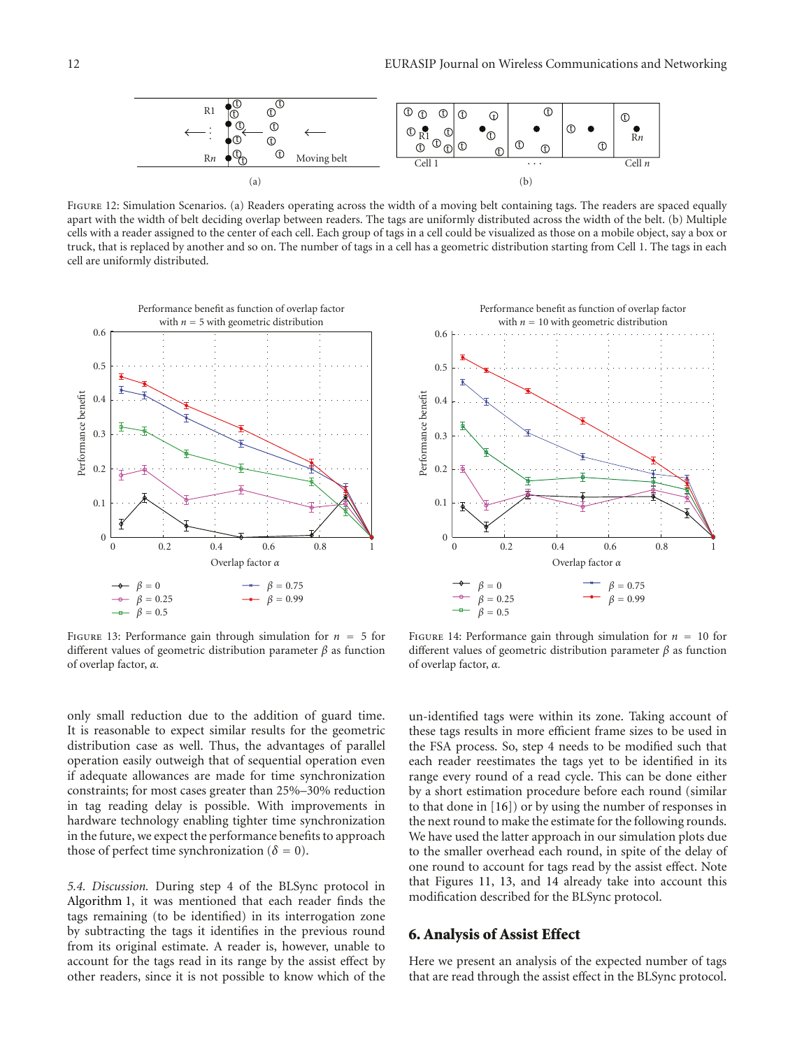Figure 12: Simulation Scenarios. (a) Readers operating across the width of a moving belt containing tags. The readers are spaced equally apart with the width of belt deciding overlap between readers. The tags are uniformly distributed across the width of the belt. (b) Multiple cells with a reader assigned to the center of each cell. Each group of tags in a cell could be visualized as those on a mobile object, say a box or truck, that is replaced by another and so on. The number of tags in a cell has a geometric distribution starting from Cell 1. The tags in each cell are uniformly distributed.

Figure 13: Performance gain through simulation for $n = 5$ for different values of geometric distribution parameter $\beta$ as function of overlap factor, $\alpha$.

Figure 14: Performance gain through simulation for $n = 10$ for different values of geometric distribution parameter $\beta$ as function of overlap factor, $\alpha$.

only small reduction due to the addition of guard time. It is reasonable to expect similar results for the geometric distribution case as well. Thus, the advantages of parallel operation easily outweigh that of sequential operation even if adequate allowances are made for time synchronization constraints; for most cases greater than 25%–30% reduction in tag reading delay is possible. With improvements in hardware technology enabling tighter time synchronization in the future, we expect the performance benefits to approach those of perfect time synchronization ($\delta = 0$).

*5.4. Discussion.* During step 4 of the BLSync protocol in Algorithm 1, it was mentioned that each reader finds the tags remaining (to be identified) in its interrogation zone by subtracting the tags it identifies in the previous round from its original estimate. A reader is, however, unable to account for the tags read in its range by the assist effect by other readers, since it is not possible to know which of the un-identified tags were within its zone. Taking account of these tags results in more efficient frame sizes to be used in the FSA process. So, step 4 needs to be modified such that each reader reestimates the tags yet to be identified in its range every round of a read cycle. This can be done either by a short estimation procedure before each round (similar to that done in [16]) or by using the number of responses in the next round to make the estimate for the following rounds. We have used the latter approach in our simulation plots due to the smaller overhead each round, in spite of the delay of one round to account for tags read by the assist effect. Note that Figures 11, 13, and 14 already take into account this modification described for the BLSync protocol.

## 6. Analysis of Assist Effect

Here we present an analysis of the expected number of tags that are read through the assist effect in the BLSync protocol.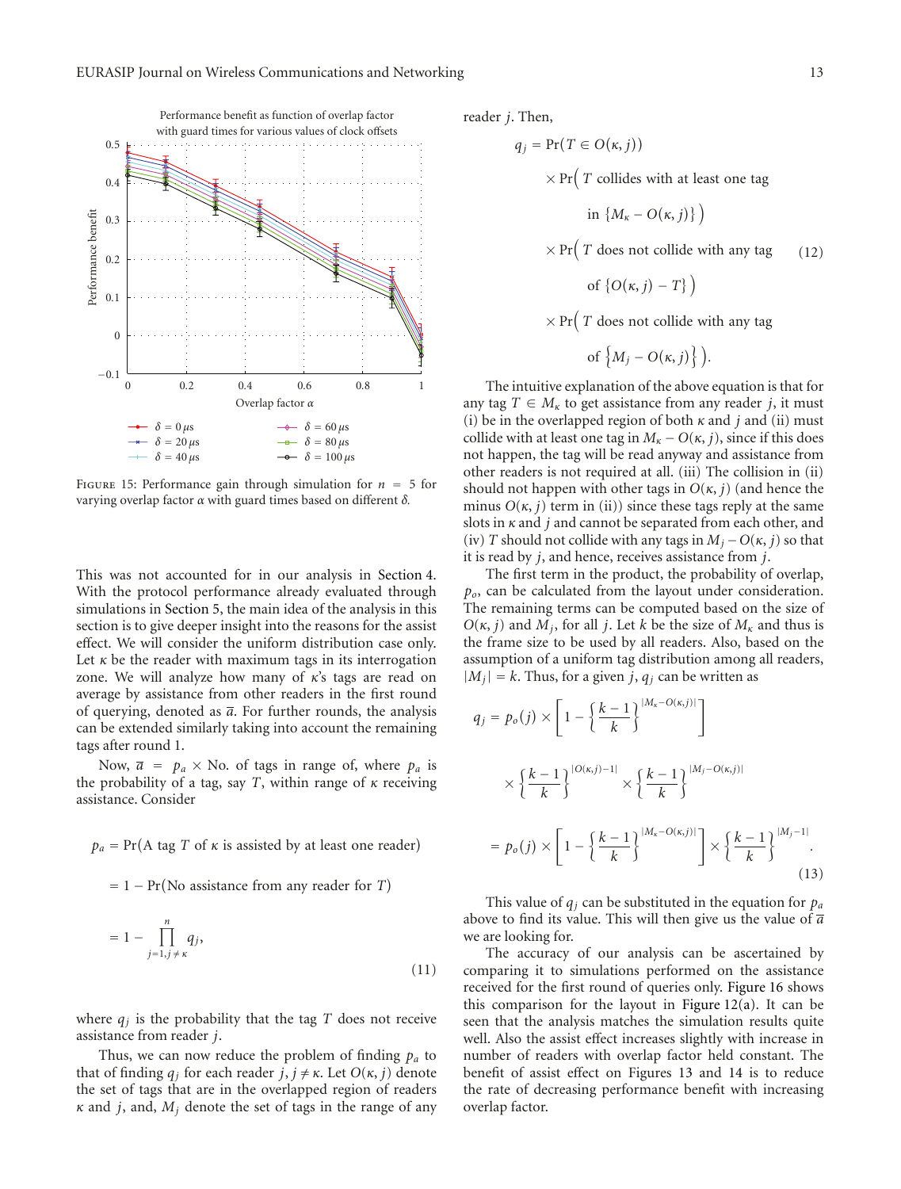FIGURE 15: Performance gain through simulation for $n = 5$ for varying overlap factor $\alpha$ with guard times based on different $\delta$.

This was not accounted for in our analysis in Section 4. With the protocol performance already evaluated through simulations in Section 5, the main idea of the analysis in this section is to give deeper insight into the reasons for the assist effect. We will consider the uniform distribution case only. Let $\kappa$ be the reader with maximum tags in its interrogation zone. We will analyze how many of $\kappa$'s tags are read on average by assistance from other readers in the first round of querying, denoted as $\overline{a}$. For further rounds, the analysis can be extended similarly taking into account the remaining tags after round 1.

Now, $\overline{a} = p_a \times$ No. of tags in range of, where $p_a$ is the probability of a tag, say $T$, within range of $\kappa$ receiving assistance. Consider

$$
\begin{aligned}
p_a &= \Pr(\text{A tag } T \text{ of } \kappa \text{ is assisted by at least one reader}) \\
&= 1 - \Pr(\text{No assistance from any reader for } T) \\
&= 1 - \prod_{j=1, j\neq\kappa}^{n} q_j,
\end{aligned}
\tag{11}
$$

where $q_j$ is the probability that the tag $T$ does not receive assistance from reader $j$.

Thus, we can now reduce the problem of finding $p_a$ to that of finding $q_j$ for each reader $j, j \neq \kappa$. Let $O(\kappa, j)$ denote the set of tags that are in the overlapped region of readers $\kappa$ and $j$, and, $M_j$ denote the set of tags in the range of any reader $j$. Then,

$$
\begin{aligned}
q_j = {} & \Pr(T \in O(\kappa, j)) \\
& \times \Pr\Big( T \text{ collides with at least one tag in } \{M_\kappa - O(\kappa, j)\} \Big) \\
& \times \Pr\Big( T \text{ does not collide with any tag of } \{O(\kappa, j) - T\} \Big) \\
& \times \Pr\Big( T \text{ does not collide with any tag of } \big\{M_j - O(\kappa, j)\big\} \Big).
\end{aligned}
\tag{12}
$$

The intuitive explanation of the above equation is that for any tag $T \in M_\kappa$ to get assistance from any reader $j$, it must (i) be in the overlapped region of both $\kappa$ and $j$ and (ii) must collide with at least one tag in $M_\kappa - O(\kappa, j)$, since if this does not happen, the tag will be read anyway and assistance from other readers is not required at all. (iii) The collision in (ii) should not happen with other tags in $O(\kappa, j)$ (and hence the minus $O(\kappa, j)$ term in (ii)) since these tags reply at the same slots in $\kappa$ and $j$ and cannot be separated from each other, and (iv) $T$ should not collide with any tags in $M_j - O(\kappa, j)$ so that it is read by $j$, and hence, receives assistance from $j$.

The first term in the product, the probability of overlap, $p_o$, can be calculated from the layout under consideration. The remaining terms can be computed based on the size of $O(\kappa, j)$ and $M_j$, for all $j$. Let $k$ be the size of $M_\kappa$ and thus is the frame size to be used by all readers. Also, based on the assumption of a uniform tag distribution among all readers, $|M_j| = k$. Thus, for a given $j$, $q_j$ can be written as

$$
\begin{aligned}
q_j &= p_o(j) \times \left[ 1 - \left\{ \frac{k-1}{k} \right\}^{|M_\kappa - O(\kappa, j)|} \right] \\
&\quad \times \left\{ \frac{k-1}{k} \right\}^{|O(\kappa, j) - 1|} \times \left\{ \frac{k-1}{k} \right\}^{|M_j - O(\kappa, j)|} \\
&= p_o(j) \times \left[ 1 - \left\{ \frac{k-1}{k} \right\}^{|M_\kappa - O(\kappa, j)|} \right] \times \left\{ \frac{k-1}{k} \right\}^{|M_j - 1|}.
\end{aligned}
\tag{13}
$$

This value of $q_j$ can be substituted in the equation for $p_a$ above to find its value. This will then give us the value of $\overline{a}$ we are looking for.

The accuracy of our analysis can be ascertained by comparing it to simulations performed on the assistance received for the first round of queries only. Figure 16 shows this comparison for the layout in Figure 12(a). It can be seen that the analysis matches the simulation results quite well. Also the assist effect increases slightly with increase in number of readers with overlap factor held constant. The benefit of assist effect on Figures 13 and 14 is to reduce the rate of decreasing performance benefit with increasing overlap factor.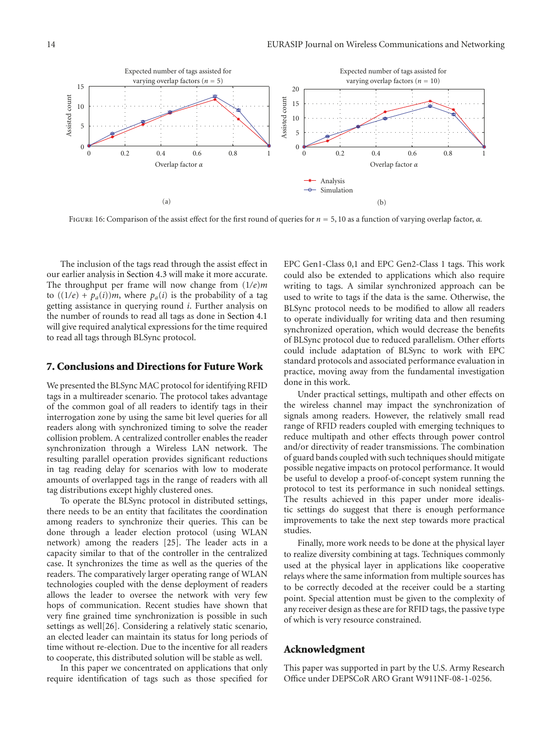Expected number of tags assisted for varying overlap factors ($n = 5$)

Assisted count

15
10
5
0

0 0.2 0.4 0.6 0.8 1

Overlap factor $\alpha$

(a)

Expected number of tags assisted for varying overlap factors ($n = 10$)

Assisted count

20
15
10
5
0

0 0.2 0.4 0.6 0.8 1

Overlap factor $\alpha$

Analysis
Simulation

(b)

Figure 16: Comparison of the assist effect for the first round of queries for $n = 5, 10$ as a function of varying overlap factor, $\alpha$.

The inclusion of the tags read through the assist effect in our earlier analysis in Section 4.3 will make it more accurate. The throughput per frame will now change from $(1/e)m$ to $((1/e) + p_a(i))m$, where $p_a(i)$ is the probability of a tag getting assistance in querying round $i$. Further analysis on the number of rounds to read all tags as done in Section 4.1 will give required analytical expressions for the time required to read all tags through BLSync protocol.

## 7. Conclusions and Directions for Future Work

We presented the BLSync MAC protocol for identifying RFID tags in a multireader scenario. The protocol takes advantage of the common goal of all readers to identify tags in their interrogation zone by using the same bit level queries for all readers along with synchronized timing to solve the reader collision problem. A centralized controller enables the reader synchronization through a Wireless LAN network. The resulting parallel operation provides significant reductions in tag reading delay for scenarios with low to moderate amounts of overlapped tags in the range of readers with all tag distributions except highly clustered ones.

To operate the BLSync protocol in distributed settings, there needs to be an entity that facilitates the coordination among readers to synchronize their queries. This can be done through a leader election protocol (using WLAN network) among the readers [25]. The leader acts in a capacity similar to that of the controller in the centralized case. It synchronizes the time as well as the queries of the readers. The comparatively larger operating range of WLAN technologies coupled with the dense deployment of readers allows the leader to oversee the network with very few hops of communication. Recent studies have shown that very fine grained time synchronization is possible in such settings as well[26]. Considering a relatively static scenario, an elected leader can maintain its status for long periods of time without re-election. Due to the incentive for all readers to cooperate, this distributed solution will be stable as well.

In this paper we concentrated on applications that only require identification of tags such as those specified for EPC Gen1-Class 0,1 and EPC Gen2-Class 1 tags. This work could also be extended to applications which also require writing to tags. A similar synchronized approach can be used to write to tags if the data is the same. Otherwise, the BLSync protocol needs to be modified to allow all readers to operate individually for writing data and then resuming synchronized operation, which would decrease the benefits of BLSync protocol due to reduced parallelism. Other efforts could include adaptation of BLSync to work with EPC standard protocols and associated performance evaluation in practice, moving away from the fundamental investigation done in this work.

Under practical settings, multipath and other effects on the wireless channel may impact the synchronization of signals among readers. However, the relatively small read range of RFID readers coupled with emerging techniques to reduce multipath and other effects through power control and/or directivity of reader transmissions. The combination of guard bands coupled with such techniques should mitigate possible negative impacts on protocol performance. It would be useful to develop a proof-of-concept system running the protocol to test its performance in such nonideal settings. The results achieved in this paper under more idealistic settings do suggest that there is enough performance improvements to take the next step towards more practical studies.

Finally, more work needs to be done at the physical layer to realize diversity combining at tags. Techniques commonly used at the physical layer in applications like cooperative relays where the same information from multiple sources has to be correctly decoded at the receiver could be a starting point. Special attention must be given to the complexity of any receiver design as these are for RFID tags, the passive type of which is very resource constrained.

## Acknowledgment

This paper was supported in part by the U.S. Army Research Office under DEPSCoR ARO Grant W911NF-08-1-0256.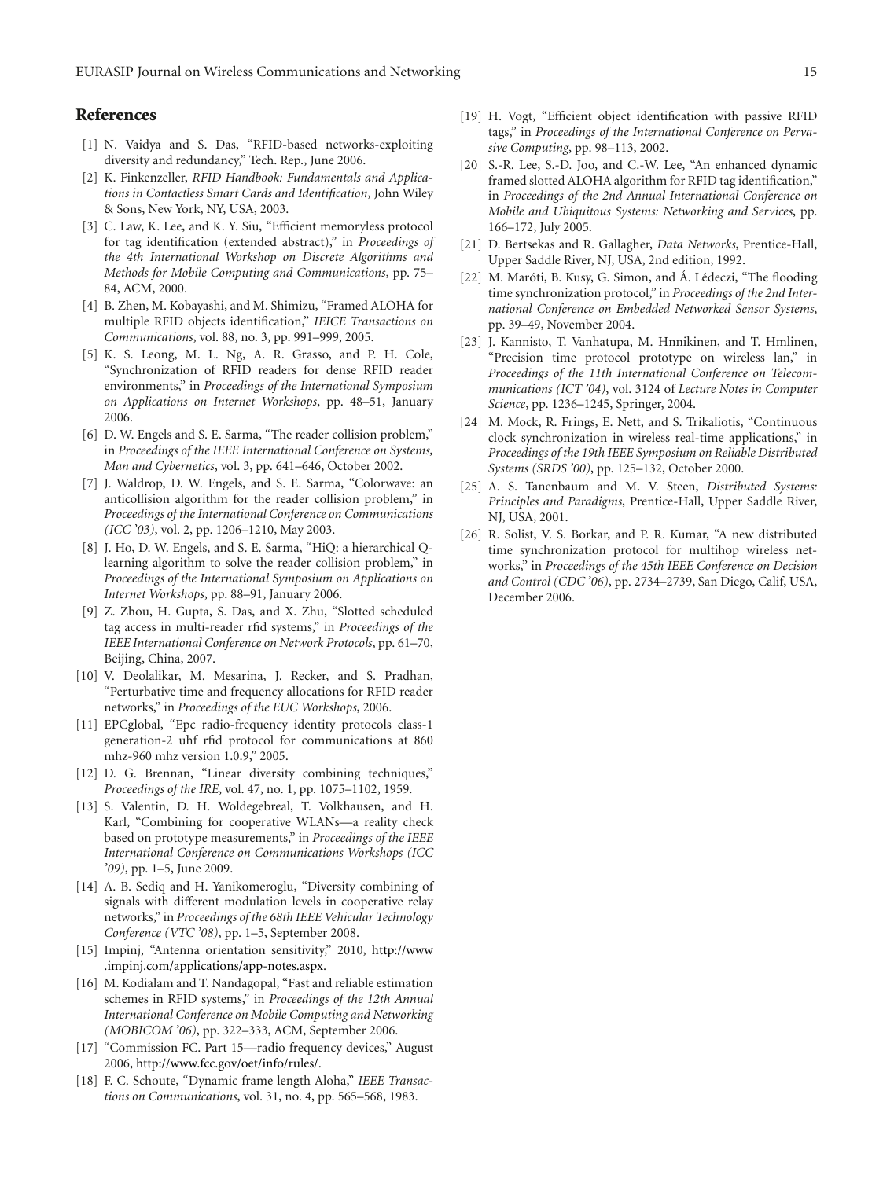## References

[1] N. Vaidya and S. Das, "RFID-based networks-exploiting diversity and redundancy," Tech. Rep., June 2006.

[2] K. Finkenzeller, *RFID Handbook: Fundamentals and Applications in Contactless Smart Cards and Identification*, John Wiley & Sons, New York, NY, USA, 2003.

[3] C. Law, K. Lee, and K. Y. Siu, "Efficient memoryless protocol for tag identification (extended abstract)," in *Proceedings of the 4th International Workshop on Discrete Algorithms and Methods for Mobile Computing and Communications*, pp. 75–84, ACM, 2000.

[4] B. Zhen, M. Kobayashi, and M. Shimizu, "Framed ALOHA for multiple RFID objects identification," *IEICE Transactions on Communications*, vol. 88, no. 3, pp. 991–999, 2005.

[5] K. S. Leong, M. L. Ng, A. R. Grasso, and P. H. Cole, "Synchronization of RFID readers for dense RFID reader environments," in *Proceedings of the International Symposium on Applications on Internet Workshops*, pp. 48–51, January 2006.

[6] D. W. Engels and S. E. Sarma, "The reader collision problem," in *Proceedings of the IEEE International Conference on Systems, Man and Cybernetics*, vol. 3, pp. 641–646, October 2002.

[7] J. Waldrop, D. W. Engels, and S. E. Sarma, "Colorwave: an anticollision algorithm for the reader collision problem," in *Proceedings of the International Conference on Communications (ICC '03)*, vol. 2, pp. 1206–1210, May 2003.

[8] J. Ho, D. W. Engels, and S. E. Sarma, "HiQ: a hierarchical Q-learning algorithm to solve the reader collision problem," in *Proceedings of the International Symposium on Applications on Internet Workshops*, pp. 88–91, January 2006.

[9] Z. Zhou, H. Gupta, S. Das, and X. Zhu, "Slotted scheduled tag access in multi-reader rfid systems," in *Proceedings of the IEEE International Conference on Network Protocols*, pp. 61–70, Beijing, China, 2007.

[10] V. Deolalikar, M. Mesarina, J. Recker, and S. Pradhan, "Perturbative time and frequency allocations for RFID reader networks," in *Proceedings of the EUC Workshops*, 2006.

[11] EPCglobal, "Epc radio-frequency identity protocols class-1 generation-2 uhf rfid protocol for communications at 860 mhz-960 mhz version 1.0.9," 2005.

[12] D. G. Brennan, "Linear diversity combining techniques," *Proceedings of the IRE*, vol. 47, no. 1, pp. 1075–1102, 1959.

[13] S. Valentin, D. H. Woldegebreal, T. Volkhausen, and H. Karl, "Combining for cooperative WLANs—a reality check based on prototype measurements," in *Proceedings of the IEEE International Conference on Communications Workshops (ICC '09)*, pp. 1–5, June 2009.

[14] A. B. Sediq and H. Yanikomeroglu, "Diversity combining of signals with different modulation levels in cooperative relay networks," in *Proceedings of the 68th IEEE Vehicular Technology Conference (VTC '08)*, pp. 1–5, September 2008.

[15] Impinj, "Antenna orientation sensitivity," 2010, http://www.impinj.com/applications/app-notes.aspx.

[16] M. Kodialam and T. Nandagopal, "Fast and reliable estimation schemes in RFID systems," in *Proceedings of the 12th Annual International Conference on Mobile Computing and Networking (MOBICOM '06)*, pp. 322–333, ACM, September 2006.

[17] "Commission FC. Part 15—radio frequency devices," August 2006, http://www.fcc.gov/oet/info/rules/.

[18] F. C. Schoute, "Dynamic frame length Aloha," *IEEE Transactions on Communications*, vol. 31, no. 4, pp. 565–568, 1983.

[19] H. Vogt, "Efficient object identification with passive RFID tags," in *Proceedings of the International Conference on Pervasive Computing*, pp. 98–113, 2002.

[20] S.-R. Lee, S.-D. Joo, and C.-W. Lee, "An enhanced dynamic framed slotted ALOHA algorithm for RFID tag identification," in *Proceedings of the 2nd Annual International Conference on Mobile and Ubiquitous Systems: Networking and Services*, pp. 166–172, July 2005.

[21] D. Bertsekas and R. Gallagher, *Data Networks*, Prentice-Hall, Upper Saddle River, NJ, USA, 2nd edition, 1992.

[22] M. Maróti, B. Kusy, G. Simon, and Á. Lédeczi, "The flooding time synchronization protocol," in *Proceedings of the 2nd International Conference on Embedded Networked Sensor Systems*, pp. 39–49, November 2004.

[23] J. Kannisto, T. Vanhatupa, M. Hnnikinen, and T. Hmlinen, "Precision time protocol prototype on wireless lan," in *Proceedings of the 11th International Conference on Telecommunications (ICT '04)*, vol. 3124 of *Lecture Notes in Computer Science*, pp. 1236–1245, Springer, 2004.

[24] M. Mock, R. Frings, E. Nett, and S. Trikaliotis, "Continuous clock synchronization in wireless real-time applications," in *Proceedings of the 19th IEEE Symposium on Reliable Distributed Systems (SRDS '00)*, pp. 125–132, October 2000.

[25] A. S. Tanenbaum and M. V. Steen, *Distributed Systems: Principles and Paradigms*, Prentice-Hall, Upper Saddle River, NJ, USA, 2001.

[26] R. Solist, V. S. Borkar, and P. R. Kumar, "A new distributed time synchronization protocol for multihop wireless networks," in *Proceedings of the 45th IEEE Conference on Decision and Control (CDC '06)*, pp. 2734–2739, San Diego, Calif, USA, December 2006.